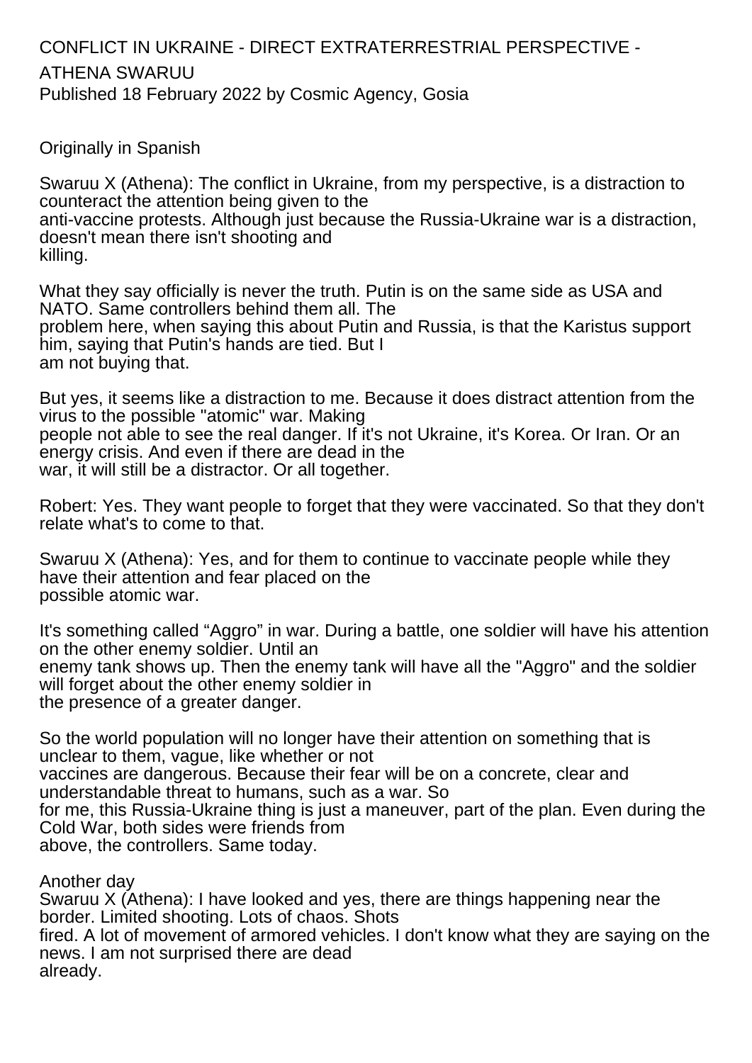# CONFLICT IN UKRAINE - DIRECT EXTRATERRESTRIAL PERSPECTIVE - ATHENA SWARUU

Published 18 February 2022 by Cosmic Agency, Gosia

Originally in Spanish

Swaruu X (Athena): The conflict in Ukraine, from my perspective, is a distraction to counteract the attention being given to the anti-vaccine protests. Although just because the Russia-Ukraine war is a distraction, doesn't mean there isn't shooting and killing.

What they say officially is never the truth. Putin is on the same side as USA and NATO. Same controllers behind them all. The problem here, when saying this about Putin and Russia, is that the Karistus support him, saying that Putin's hands are tied. But I am not buying that.

But yes, it seems like a distraction to me. Because it does distract attention from the virus to the possible "atomic" war. Making people not able to see the real danger. If it's not Ukraine, it's Korea. Or Iran. Or an energy crisis. And even if there are dead in the war, it will still be a distractor. Or all together.

Robert: Yes. They want people to forget that they were vaccinated. So that they don't relate what's to come to that.

Swaruu X (Athena): Yes, and for them to continue to vaccinate people while they have their attention and fear placed on the possible atomic war.

It's something called "Aggro" in war. During a battle, one soldier will have his attention on the other enemy soldier. Until an enemy tank shows up. Then the enemy tank will have all the "Aggro" and the soldier will forget about the other enemy soldier in the presence of a greater danger.

So the world population will no longer have their attention on something that is unclear to them, vague, like whether or not vaccines are dangerous. Because their fear will be on a concrete, clear and understandable threat to humans, such as a war. So for me, this Russia-Ukraine thing is just a maneuver, part of the plan. Even during the Cold War, both sides were friends from above, the controllers. Same today.

Another day

Swaruu X (Athena): I have looked and yes, there are things happening near the border. Limited shooting. Lots of chaos. Shots fired. A lot of movement of armored vehicles. I don't know what they are saying on the news. I am not surprised there are dead already.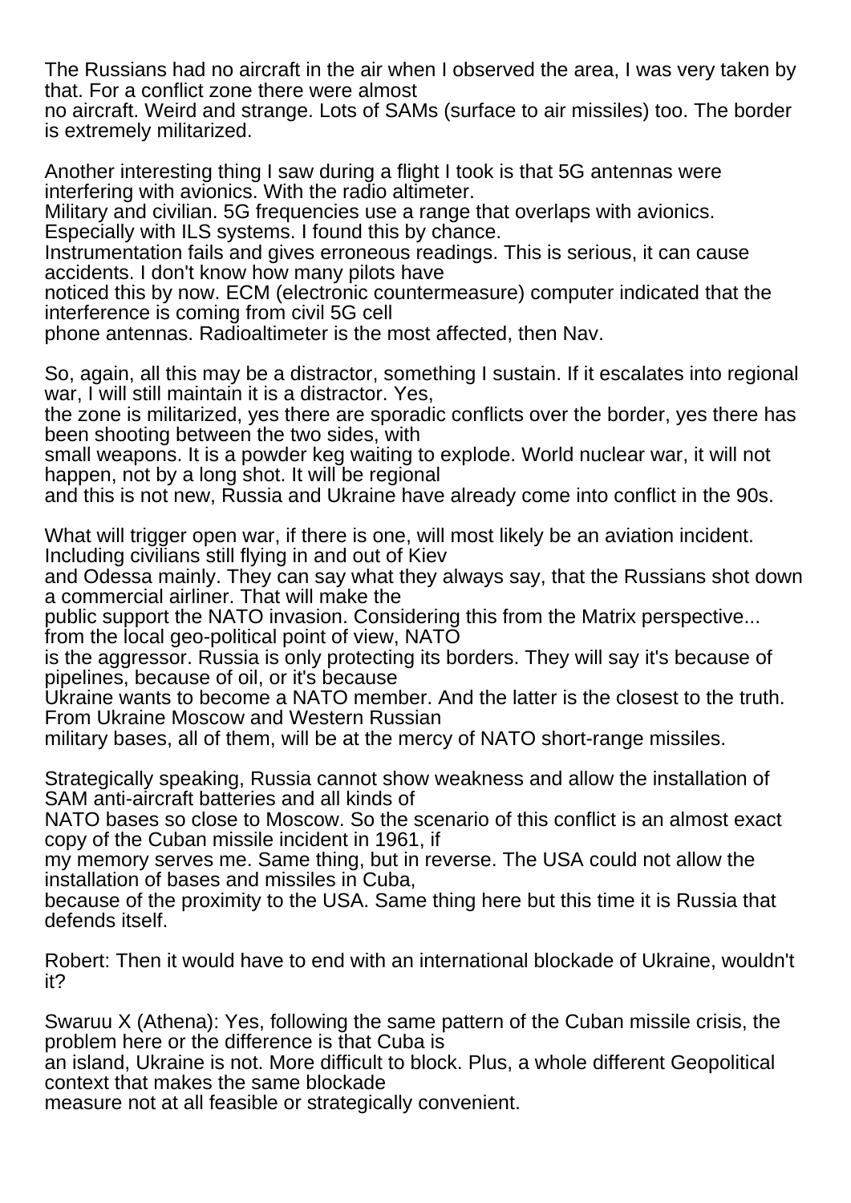The Russians had no aircraft in the air when I observed the area, I was very taken by that. For a conflict zone there were almost no aircraft. Weird and strange. Lots of SAMs (surface to air missiles) too. The border is extremely militarized.

Another interesting thing I saw during a flight I took is that 5G antennas were interfering with avionics. With the radio altimeter. Military and civilian. 5G frequencies use a range that overlaps with avionics. Especially with ILS systems. I found this by chance. Instrumentation fails and gives erroneous readings. This is serious, it can cause accidents. I don't know how many pilots have noticed this by now. ECM (electronic countermeasure) computer indicated that the interference is coming from civil 5G cell phone antennas. Radioaltimeter is the most affected, then Nav.

So, again, all this may be a distractor, something I sustain. If it escalates into regional war, I will still maintain it is a distractor. Yes, the zone is militarized, yes there are sporadic conflicts over the border, yes there has been shooting between the two sides, with small weapons. It is a powder keg waiting to explode. World nuclear war, it will not happen, not by a long shot. It will be regional and this is not new, Russia and Ukraine have already come into conflict in the 90s.

What will trigger open war, if there is one, will most likely be an aviation incident. Including civilians still flying in and out of Kiev and Odessa mainly. They can say what they always say, that the Russians shot down a commercial airliner. That will make the public support the NATO invasion. Considering this from the Matrix perspective... from the local geo-political point of view, NATO is the aggressor. Russia is only protecting its borders. They will say it's because of pipelines, because of oil, or it's because Ukraine wants to become a NATO member. And the latter is the closest to the truth. From Ukraine Moscow and Western Russian military bases, all of them, will be at the mercy of NATO short-range missiles.

Strategically speaking, Russia cannot show weakness and allow the installation of SAM anti-aircraft batteries and all kinds of NATO bases so close to Moscow. So the scenario of this conflict is an almost exact copy of the Cuban missile incident in 1961, if my memory serves me. Same thing, but in reverse. The USA could not allow the installation of bases and missiles in Cuba, because of the proximity to the USA. Same thing here but this time it is Russia that defends itself.

Robert: Then it would have to end with an international blockade of Ukraine, wouldn't it?

Swaruu X (Athena): Yes, following the same pattern of the Cuban missile crisis, the problem here or the difference is that Cuba is an island, Ukraine is not. More difficult to block. Plus, a whole different Geopolitical context that makes the same blockade measure not at all feasible or strategically convenient.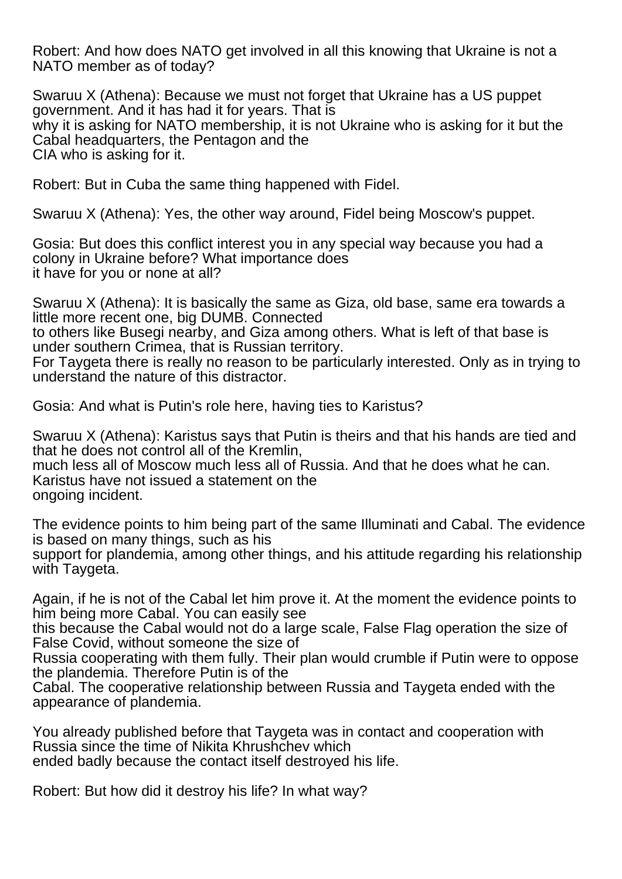Robert: And how does NATO get involved in all this knowing that Ukraine is not a NATO member as of today?

Swaruu X (Athena): Because we must not forget that Ukraine has a US puppet government. And it has had it for years. That is why it is asking for NATO membership, it is not Ukraine who is asking for it but the Cabal headquarters, the Pentagon and the CIA who is asking for it.

Robert: But in Cuba the same thing happened with Fidel.

Swaruu X (Athena): Yes, the other way around, Fidel being Moscow's puppet.

Gosia: But does this conflict interest you in any special way because you had a colony in Ukraine before? What importance does it have for you or none at all?

Swaruu X (Athena): It is basically the same as Giza, old base, same era towards a little more recent one, big DUMB. Connected to others like Busegi nearby, and Giza among others. What is left of that base is under southern Crimea, that is Russian territory.
For Taygeta there is really no reason to be particularly interested. Only as in trying to understand the nature of this distractor.

Gosia: And what is Putin's role here, having ties to Karistus?

Swaruu X (Athena): Karistus says that Putin is theirs and that his hands are tied and that he does not control all of the Kremlin, much less all of Moscow much less all of Russia. And that he does what he can. Karistus have not issued a statement on the ongoing incident.

The evidence points to him being part of the same Illuminati and Cabal. The evidence is based on many things, such as his support for plandemia, among other things, and his attitude regarding his relationship with Taygeta.

Again, if he is not of the Cabal let him prove it. At the moment the evidence points to him being more Cabal. You can easily see this because the Cabal would not do a large scale, False Flag operation the size of False Covid, without someone the size of Russia cooperating with them fully. Their plan would crumble if Putin were to oppose the plandemia. Therefore Putin is of the Cabal. The cooperative relationship between Russia and Taygeta ended with the appearance of plandemia.

You already published before that Taygeta was in contact and cooperation with Russia since the time of Nikita Khrushchev which ended badly because the contact itself destroyed his life.

Robert: But how did it destroy his life? In what way?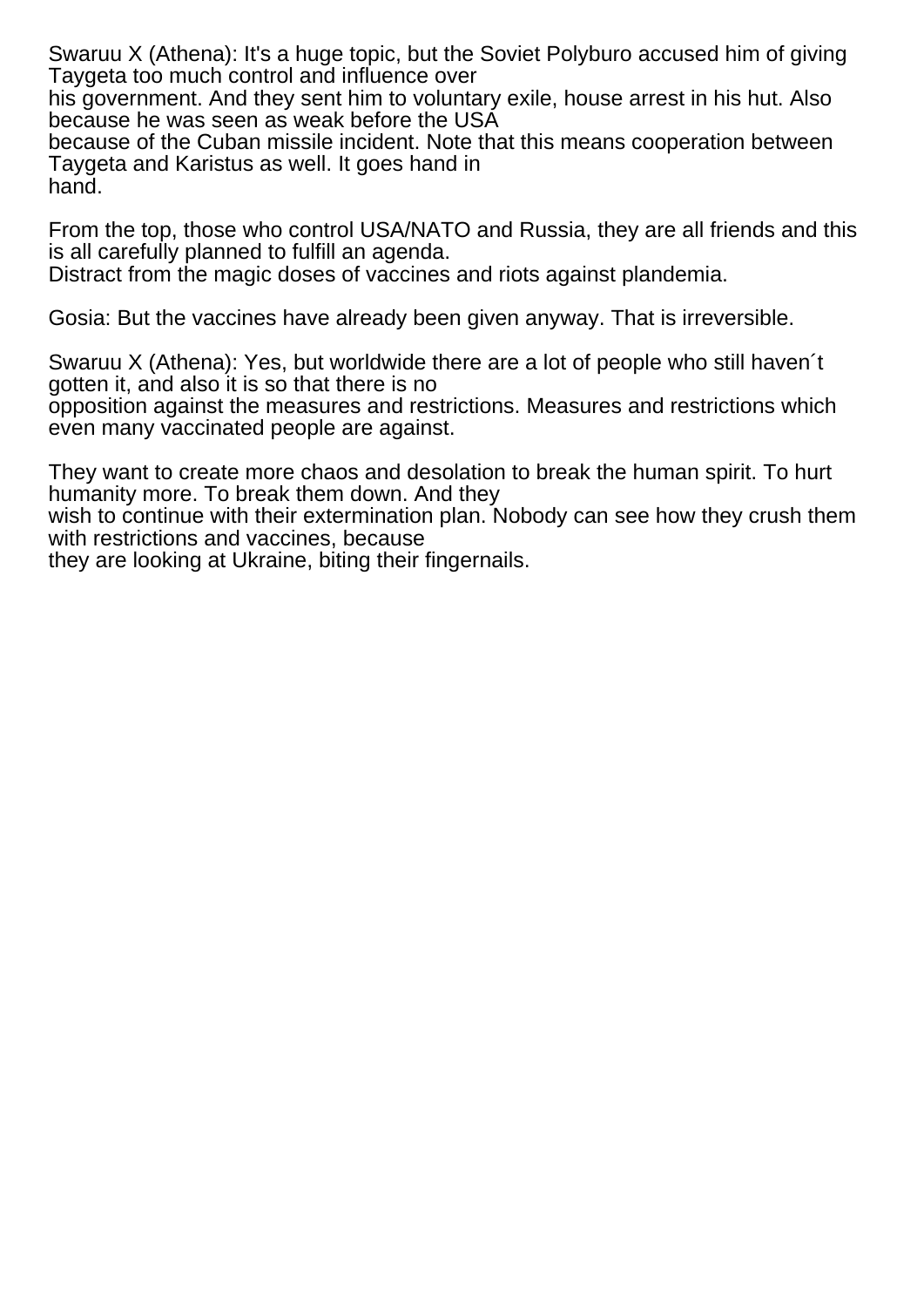Swaruu X (Athena): It's a huge topic, but the Soviet Polyburo accused him of giving Taygeta too much control and influence over his government. And they sent him to voluntary exile, house arrest in his hut. Also because he was seen as weak before the USA because of the Cuban missile incident. Note that this means cooperation between Taygeta and Karistus as well. It goes hand in hand.

From the top, those who control USA/NATO and Russia, they are all friends and this is all carefully planned to fulfill an agenda. Distract from the magic doses of vaccines and riots against plandemia.

Gosia: But the vaccines have already been given anyway. That is irreversible.

Swaruu X (Athena): Yes, but worldwide there are a lot of people who still haven´t gotten it, and also it is so that there is no opposition against the measures and restrictions. Measures and restrictions which even many vaccinated people are against.

They want to create more chaos and desolation to break the human spirit. To hurt humanity more. To break them down. And they wish to continue with their extermination plan. Nobody can see how they crush them with restrictions and vaccines, because they are looking at Ukraine, biting their fingernails.